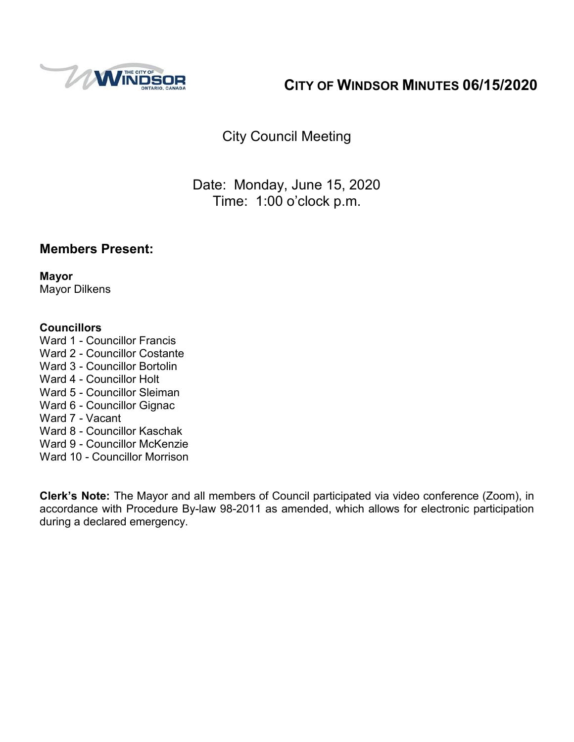# CITY OF WINDSOR MINUTES 06/15/2020

City Council Meeting

Date: Monday, June 15, 2020
Time: 1:00 o'clock p.m.

## Members Present:

**Mayor**
Mayor Dilkens

**Councillors**
Ward 1 - Councillor Francis
Ward 2 - Councillor Costante
Ward 3 - Councillor Bortolin
Ward 4 - Councillor Holt
Ward 5 - Councillor Sleiman
Ward 6 - Councillor Gignac
Ward 7 - Vacant
Ward 8 - Councillor Kaschak
Ward 9 - Councillor McKenzie
Ward 10 - Councillor Morrison

**Clerk's Note:** The Mayor and all members of Council participated via video conference (Zoom), in accordance with Procedure By-law 98-2011 as amended, which allows for electronic participation during a declared emergency.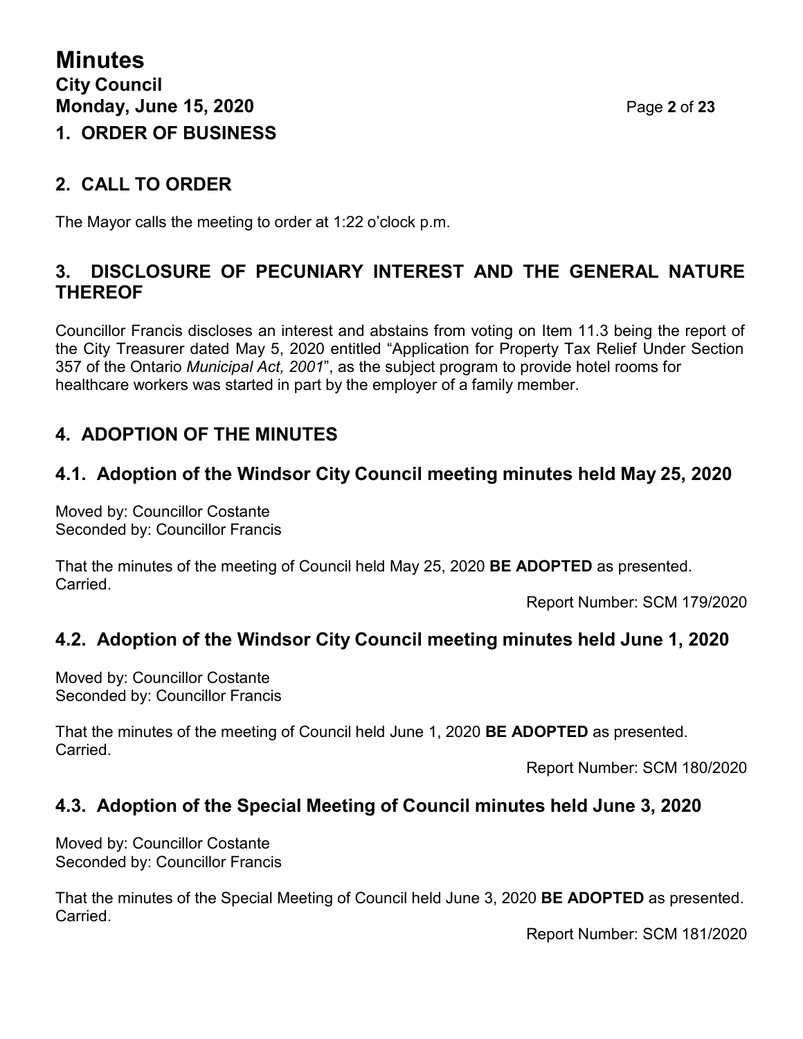## 1. ORDER OF BUSINESS

## 2. CALL TO ORDER

The Mayor calls the meeting to order at 1:22 o'clock p.m.

## 3. DISCLOSURE OF PECUNIARY INTEREST AND THE GENERAL NATURE THEREOF

Councillor Francis discloses an interest and abstains from voting on Item 11.3 being the report of the City Treasurer dated May 5, 2020 entitled "Application for Property Tax Relief Under Section 357 of the Ontario *Municipal Act, 2001*", as the subject program to provide hotel rooms for healthcare workers was started in part by the employer of a family member.

## 4. ADOPTION OF THE MINUTES

### 4.1. Adoption of the Windsor City Council meeting minutes held May 25, 2020

Moved by: Councillor Costante
Seconded by: Councillor Francis

That the minutes of the meeting of Council held May 25, 2020 **BE ADOPTED** as presented.
Carried.

Report Number: SCM 179/2020

### 4.2. Adoption of the Windsor City Council meeting minutes held June 1, 2020

Moved by: Councillor Costante
Seconded by: Councillor Francis

That the minutes of the meeting of Council held June 1, 2020 **BE ADOPTED** as presented.
Carried.

Report Number: SCM 180/2020

### 4.3. Adoption of the Special Meeting of Council minutes held June 3, 2020

Moved by: Councillor Costante
Seconded by: Councillor Francis

That the minutes of the Special Meeting of Council held June 3, 2020 **BE ADOPTED** as presented.
Carried.

Report Number: SCM 181/2020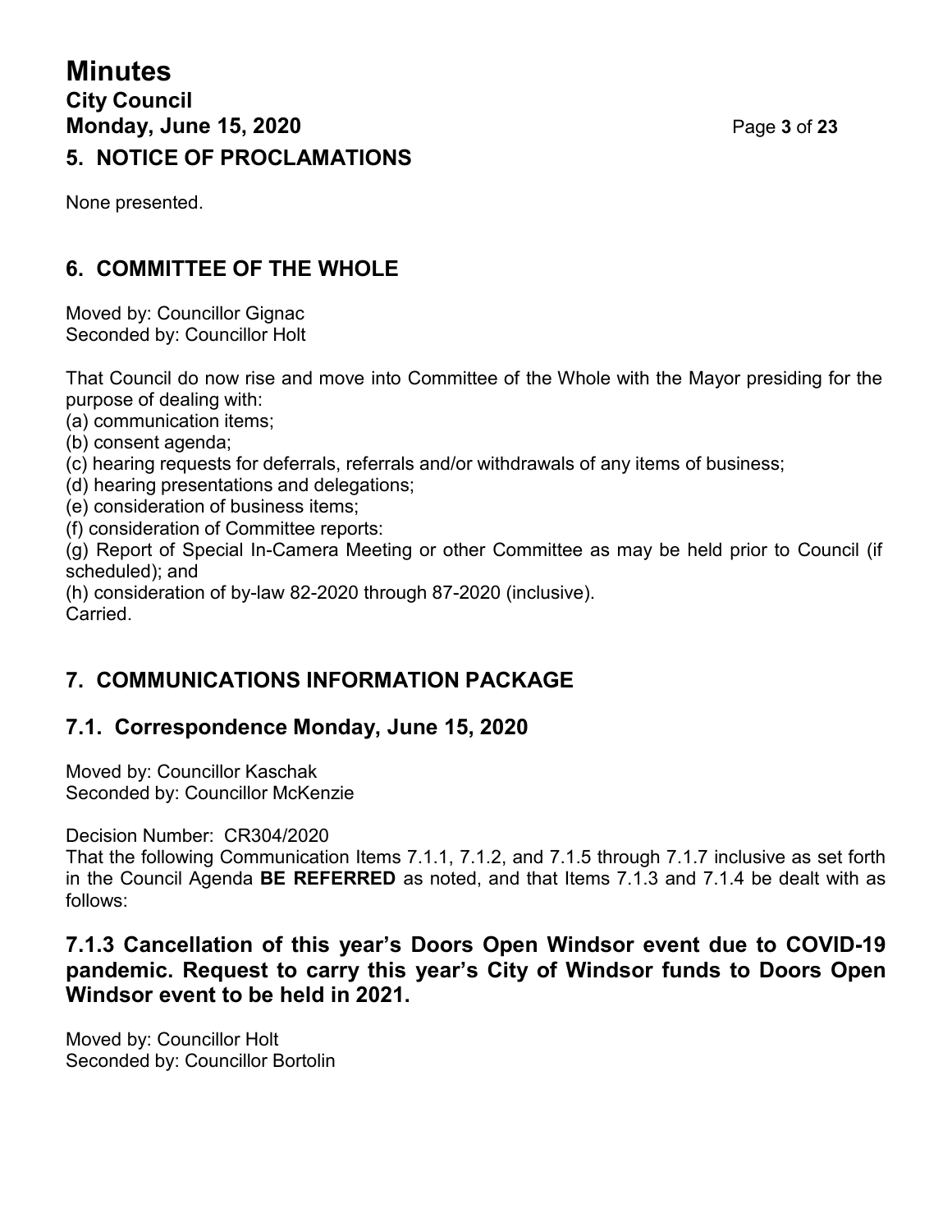## 5. NOTICE OF PROCLAMATIONS

None presented.

## 6. COMMITTEE OF THE WHOLE

Moved by: Councillor Gignac
Seconded by: Councillor Holt

That Council do now rise and move into Committee of the Whole with the Mayor presiding for the purpose of dealing with:
(a) communication items;
(b) consent agenda;
(c) hearing requests for deferrals, referrals and/or withdrawals of any items of business;
(d) hearing presentations and delegations;
(e) consideration of business items;
(f) consideration of Committee reports:
(g) Report of Special In-Camera Meeting or other Committee as may be held prior to Council (if scheduled); and
(h) consideration of by-law 82-2020 through 87-2020 (inclusive).
Carried.

## 7. COMMUNICATIONS INFORMATION PACKAGE

### 7.1. Correspondence Monday, June 15, 2020

Moved by: Councillor Kaschak
Seconded by: Councillor McKenzie

Decision Number: CR304/2020
That the following Communication Items 7.1.1, 7.1.2, and 7.1.5 through 7.1.7 inclusive as set forth in the Council Agenda **BE REFERRED** as noted, and that Items 7.1.3 and 7.1.4 be dealt with as follows:

### 7.1.3 Cancellation of this year's Doors Open Windsor event due to COVID-19 pandemic. Request to carry this year's City of Windsor funds to Doors Open Windsor event to be held in 2021.

Moved by: Councillor Holt
Seconded by: Councillor Bortolin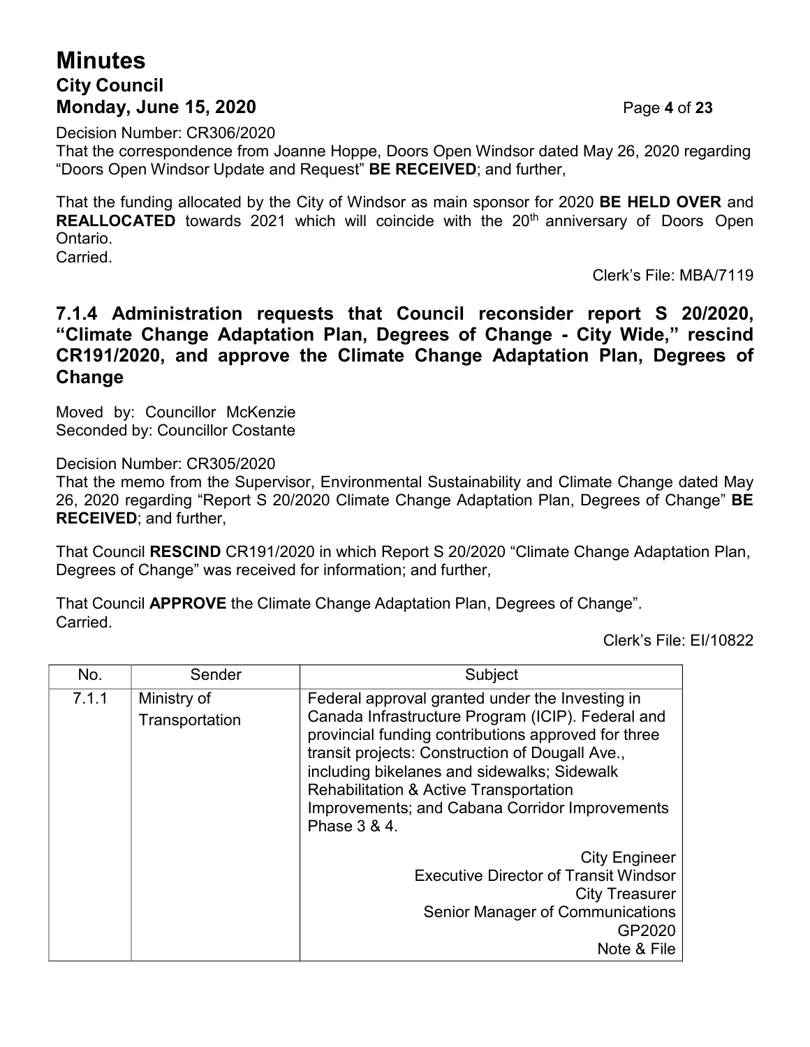Decision Number: CR306/2020
That the correspondence from Joanne Hoppe, Doors Open Windsor dated May 26, 2020 regarding "Doors Open Windsor Update and Request" **BE RECEIVED**; and further,

That the funding allocated by the City of Windsor as main sponsor for 2020 **BE HELD OVER** and **REALLOCATED** towards 2021 which will coincide with the 20th anniversary of Doors Open Ontario.
Carried.

Clerk's File: MBA/7119

### 7.1.4 Administration requests that Council reconsider report S 20/2020, "Climate Change Adaptation Plan, Degrees of Change - City Wide," rescind CR191/2020, and approve the Climate Change Adaptation Plan, Degrees of Change

Moved by: Councillor McKenzie
Seconded by: Councillor Costante

Decision Number: CR305/2020
That the memo from the Supervisor, Environmental Sustainability and Climate Change dated May 26, 2020 regarding "Report S 20/2020 Climate Change Adaptation Plan, Degrees of Change" **BE RECEIVED**; and further,

That Council **RESCIND** CR191/2020 in which Report S 20/2020 "Climate Change Adaptation Plan, Degrees of Change" was received for information; and further,

That Council **APPROVE** the Climate Change Adaptation Plan, Degrees of Change".
Carried.

Clerk's File: EI/10822

| No. | Sender | Subject |
|---|---|---|
| 7.1.1 | Ministry of Transportation | Federal approval granted under the Investing in Canada Infrastructure Program (ICIP). Federal and provincial funding contributions approved for three transit projects: Construction of Dougall Ave., including bikelanes and sidewalks; Sidewalk Rehabilitation & Active Transportation Improvements; and Cabana Corridor Improvements Phase 3 & 4.<br><br>City Engineer<br>Executive Director of Transit Windsor<br>City Treasurer<br>Senior Manager of Communications<br>GP2020<br>Note & File |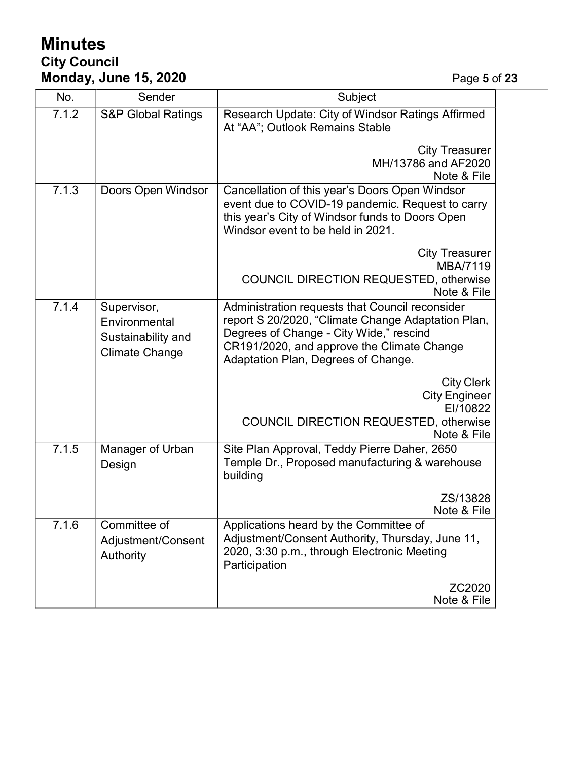| No. | Sender | Subject |
|---|---|---|
| 7.1.2 | S&P Global Ratings | Research Update: City of Windsor Ratings Affirmed At "AA"; Outlook Remains Stable<br><br>City Treasurer<br>MH/13786 and AF2020<br>Note & File |
| 7.1.3 | Doors Open Windsor | Cancellation of this year's Doors Open Windsor event due to COVID-19 pandemic. Request to carry this year's City of Windsor funds to Doors Open Windsor event to be held in 2021.<br><br>City Treasurer<br>MBA/7119<br>COUNCIL DIRECTION REQUESTED, otherwise Note & File |
| 7.1.4 | Supervisor, Environmental Sustainability and Climate Change | Administration requests that Council reconsider report S 20/2020, "Climate Change Adaptation Plan, Degrees of Change - City Wide," rescind CR191/2020, and approve the Climate Change Adaptation Plan, Degrees of Change.<br><br>City Clerk<br>City Engineer<br>EI/10822<br>COUNCIL DIRECTION REQUESTED, otherwise Note & File |
| 7.1.5 | Manager of Urban Design | Site Plan Approval, Teddy Pierre Daher, 2650 Temple Dr., Proposed manufacturing & warehouse building<br><br>ZS/13828<br>Note & File |
| 7.1.6 | Committee of Adjustment/Consent Authority | Applications heard by the Committee of Adjustment/Consent Authority, Thursday, June 11, 2020, 3:30 p.m., through Electronic Meeting Participation<br><br>ZC2020<br>Note & File |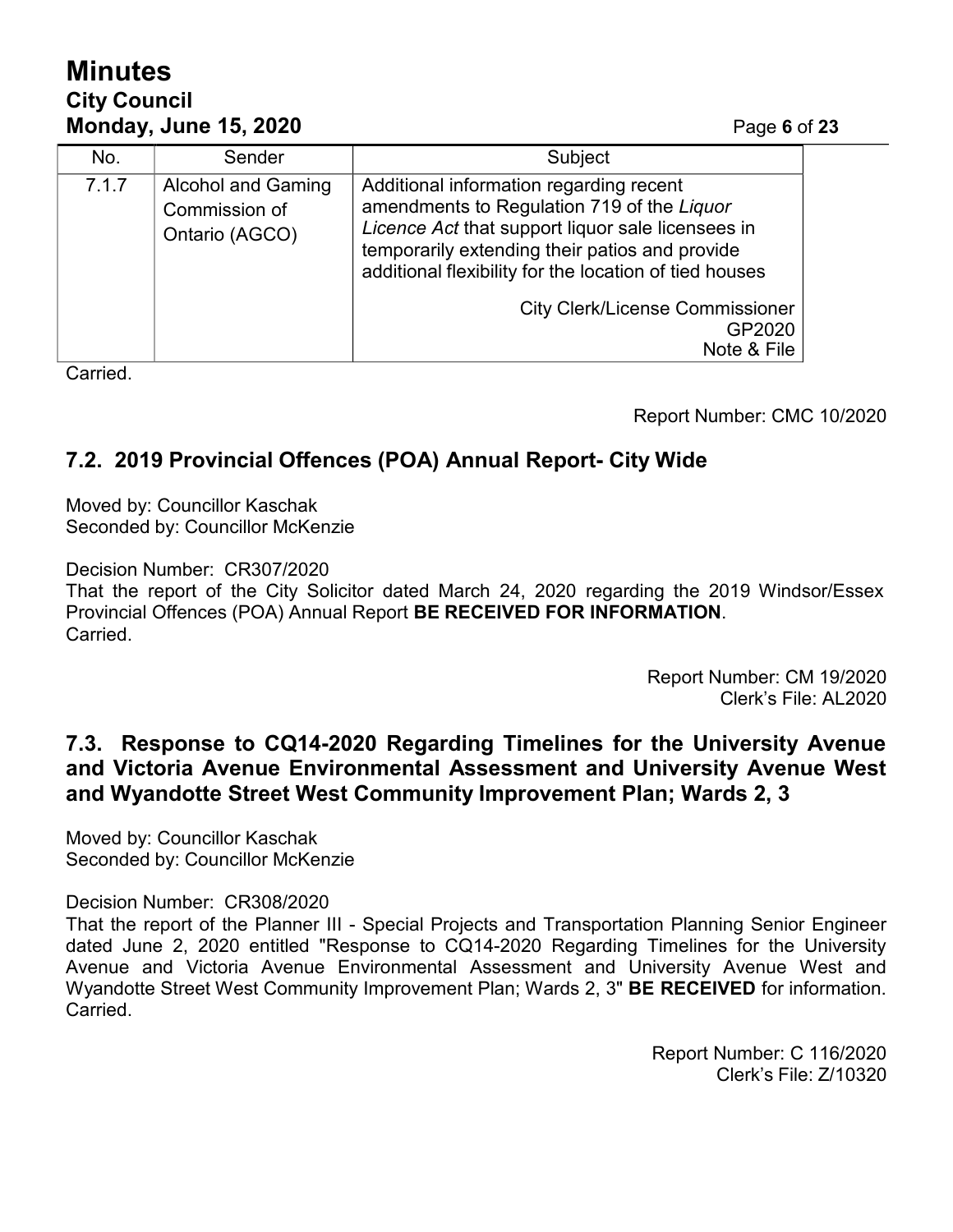| No. | Sender | Subject |
| --- | --- | --- |
| 7.1.7 | Alcohol and Gaming Commission of Ontario (AGCO) | Additional information regarding recent amendments to Regulation 719 of the *Liquor Licence Act* that support liquor sale licensees in temporarily extending their patios and provide additional flexibility for the location of tied houses<br><br>City Clerk/License Commissioner<br>GP2020<br>Note & File |

Carried.

Report Number: CMC 10/2020

## 7.2. 2019 Provincial Offences (POA) Annual Report- City Wide

Moved by: Councillor Kaschak
Seconded by: Councillor McKenzie

Decision Number: CR307/2020
That the report of the City Solicitor dated March 24, 2020 regarding the 2019 Windsor/Essex Provincial Offences (POA) Annual Report **BE RECEIVED FOR INFORMATION**.
Carried.

Report Number: CM 19/2020
Clerk's File: AL2020

## 7.3. Response to CQ14-2020 Regarding Timelines for the University Avenue and Victoria Avenue Environmental Assessment and University Avenue West and Wyandotte Street West Community Improvement Plan; Wards 2, 3

Moved by: Councillor Kaschak
Seconded by: Councillor McKenzie

Decision Number: CR308/2020
That the report of the Planner III - Special Projects and Transportation Planning Senior Engineer dated June 2, 2020 entitled "Response to CQ14-2020 Regarding Timelines for the University Avenue and Victoria Avenue Environmental Assessment and University Avenue West and Wyandotte Street West Community Improvement Plan; Wards 2, 3" **BE RECEIVED** for information.
Carried.

Report Number: C 116/2020
Clerk's File: Z/10320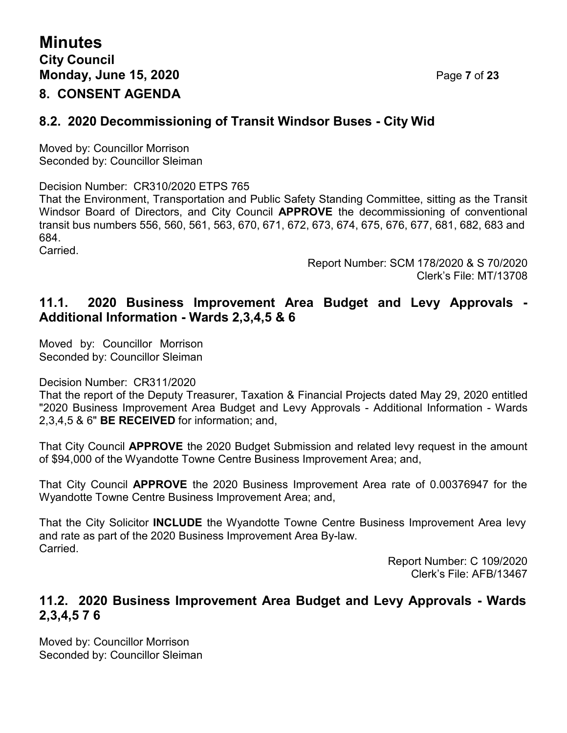## 8. CONSENT AGENDA

### 8.2. 2020 Decommissioning of Transit Windsor Buses - City Wid

Moved by: Councillor Morrison
Seconded by: Councillor Sleiman

Decision Number: CR310/2020 ETPS 765
That the Environment, Transportation and Public Safety Standing Committee, sitting as the Transit Windsor Board of Directors, and City Council **APPROVE** the decommissioning of conventional transit bus numbers 556, 560, 561, 563, 670, 671, 672, 673, 674, 675, 676, 677, 681, 682, 683 and 684.
Carried.

Report Number: SCM 178/2020 & S 70/2020
Clerk's File: MT/13708

### 11.1. 2020 Business Improvement Area Budget and Levy Approvals - Additional Information - Wards 2,3,4,5 & 6

Moved by: Councillor Morrison
Seconded by: Councillor Sleiman

Decision Number: CR311/2020
That the report of the Deputy Treasurer, Taxation & Financial Projects dated May 29, 2020 entitled "2020 Business Improvement Area Budget and Levy Approvals - Additional Information - Wards 2,3,4,5 & 6" **BE RECEIVED** for information; and,

That City Council **APPROVE** the 2020 Budget Submission and related levy request in the amount of $94,000 of the Wyandotte Towne Centre Business Improvement Area; and,

That City Council **APPROVE** the 2020 Business Improvement Area rate of 0.00376947 for the Wyandotte Towne Centre Business Improvement Area; and,

That the City Solicitor **INCLUDE** the Wyandotte Towne Centre Business Improvement Area levy and rate as part of the 2020 Business Improvement Area By-law.
Carried.

Report Number: C 109/2020
Clerk's File: AFB/13467

### 11.2. 2020 Business Improvement Area Budget and Levy Approvals - Wards 2,3,4,5 7 6

Moved by: Councillor Morrison
Seconded by: Councillor Sleiman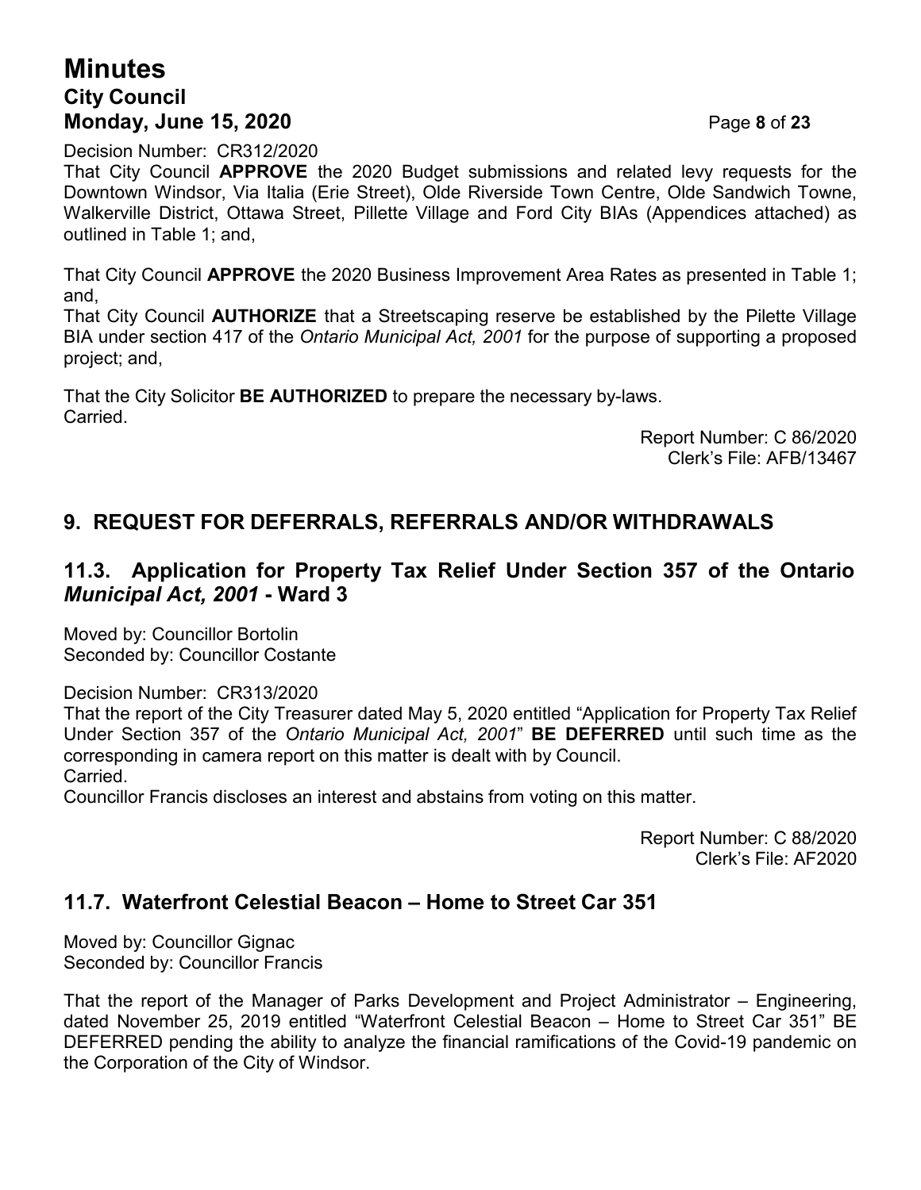Decision Number: CR312/2020

That City Council **APPROVE** the 2020 Budget submissions and related levy requests for the Downtown Windsor, Via Italia (Erie Street), Olde Riverside Town Centre, Olde Sandwich Towne, Walkerville District, Ottawa Street, Pillette Village and Ford City BIAs (Appendices attached) as outlined in Table 1; and,

That City Council **APPROVE** the 2020 Business Improvement Area Rates as presented in Table 1; and,

That City Council **AUTHORIZE** that a Streetscaping reserve be established by the Pilette Village BIA under section 417 of the *Ontario Municipal Act, 2001* for the purpose of supporting a proposed project; and,

That the City Solicitor **BE AUTHORIZED** to prepare the necessary by-laws.
Carried.

Report Number: C 86/2020
Clerk's File: AFB/13467

## 9. REQUEST FOR DEFERRALS, REFERRALS AND/OR WITHDRAWALS

### 11.3. Application for Property Tax Relief Under Section 357 of the Ontario *Municipal Act, 2001* - Ward 3

Moved by: Councillor Bortolin
Seconded by: Councillor Costante

Decision Number: CR313/2020

That the report of the City Treasurer dated May 5, 2020 entitled "Application for Property Tax Relief Under Section 357 of the *Ontario Municipal Act, 2001*" **BE DEFERRED** until such time as the corresponding in camera report on this matter is dealt with by Council.
Carried.

Councillor Francis discloses an interest and abstains from voting on this matter.

Report Number: C 88/2020
Clerk's File: AF2020

### 11.7. Waterfront Celestial Beacon – Home to Street Car 351

Moved by: Councillor Gignac
Seconded by: Councillor Francis

That the report of the Manager of Parks Development and Project Administrator – Engineering, dated November 25, 2019 entitled "Waterfront Celestial Beacon – Home to Street Car 351" BE DEFERRED pending the ability to analyze the financial ramifications of the Covid-19 pandemic on the Corporation of the City of Windsor.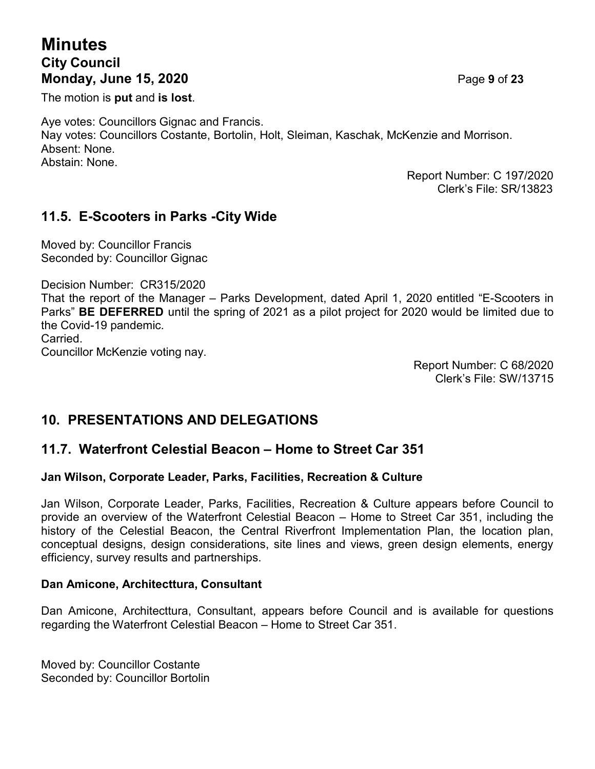The motion is **put** and **is lost**.

Aye votes: Councillors Gignac and Francis.
Nay votes: Councillors Costante, Bortolin, Holt, Sleiman, Kaschak, McKenzie and Morrison.
Absent: None.
Abstain: None.

Report Number: C 197/2020
Clerk's File: SR/13823

## 11.5. E-Scooters in Parks -City Wide

Moved by: Councillor Francis
Seconded by: Councillor Gignac

Decision Number: CR315/2020
That the report of the Manager – Parks Development, dated April 1, 2020 entitled "E-Scooters in Parks" **BE DEFERRED** until the spring of 2021 as a pilot project for 2020 would be limited due to the Covid-19 pandemic.
Carried.
Councillor McKenzie voting nay.

Report Number: C 68/2020
Clerk's File: SW/13715

## 10. PRESENTATIONS AND DELEGATIONS

## 11.7. Waterfront Celestial Beacon – Home to Street Car 351

### Jan Wilson, Corporate Leader, Parks, Facilities, Recreation & Culture

Jan Wilson, Corporate Leader, Parks, Facilities, Recreation & Culture appears before Council to provide an overview of the Waterfront Celestial Beacon – Home to Street Car 351, including the history of the Celestial Beacon, the Central Riverfront Implementation Plan, the location plan, conceptual designs, design considerations, site lines and views, green design elements, energy efficiency, survey results and partnerships.

### Dan Amicone, Architecttura, Consultant

Dan Amicone, Architecttura, Consultant, appears before Council and is available for questions regarding the Waterfront Celestial Beacon – Home to Street Car 351.

Moved by: Councillor Costante
Seconded by: Councillor Bortolin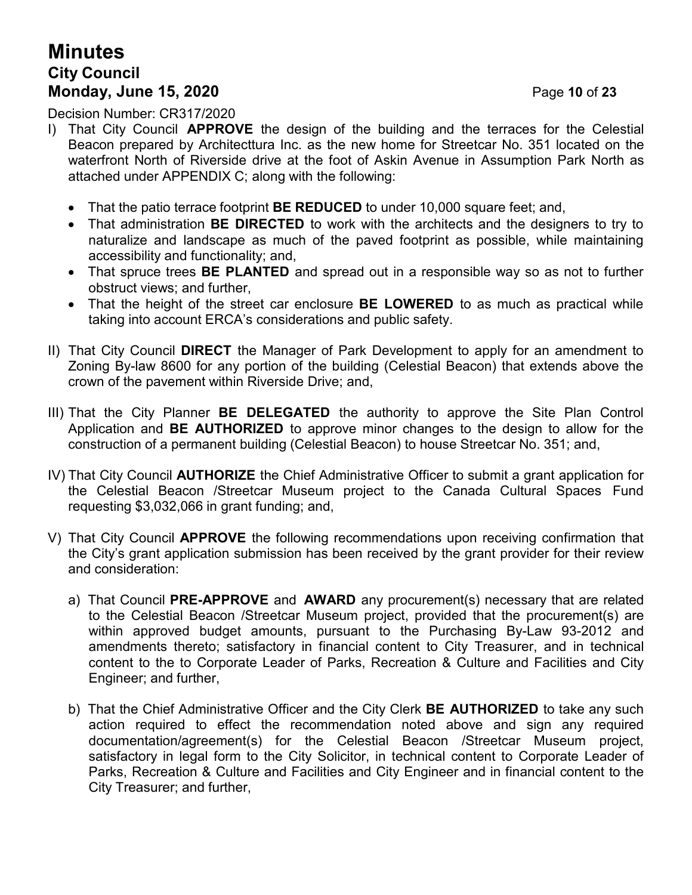Decision Number: CR317/2020

I) That City Council **APPROVE** the design of the building and the terraces for the Celestial Beacon prepared by Architecttura Inc. as the new home for Streetcar No. 351 located on the waterfront North of Riverside drive at the foot of Askin Avenue in Assumption Park North as attached under APPENDIX C; along with the following:

   - That the patio terrace footprint **BE REDUCED** to under 10,000 square feet; and,
   - That administration **BE DIRECTED** to work with the architects and the designers to try to naturalize and landscape as much of the paved footprint as possible, while maintaining accessibility and functionality; and,
   - That spruce trees **BE PLANTED** and spread out in a responsible way so as not to further obstruct views; and further,
   - That the height of the street car enclosure **BE LOWERED** to as much as practical while taking into account ERCA's considerations and public safety.

II) That City Council **DIRECT** the Manager of Park Development to apply for an amendment to Zoning By-law 8600 for any portion of the building (Celestial Beacon) that extends above the crown of the pavement within Riverside Drive; and,

III) That the City Planner **BE DELEGATED** the authority to approve the Site Plan Control Application and **BE AUTHORIZED** to approve minor changes to the design to allow for the construction of a permanent building (Celestial Beacon) to house Streetcar No. 351; and,

IV) That City Council **AUTHORIZE** the Chief Administrative Officer to submit a grant application for the Celestial Beacon /Streetcar Museum project to the Canada Cultural Spaces Fund requesting $3,032,066 in grant funding; and,

V) That City Council **APPROVE** the following recommendations upon receiving confirmation that the City's grant application submission has been received by the grant provider for their review and consideration:

   a) That Council **PRE-APPROVE** and **AWARD** any procurement(s) necessary that are related to the Celestial Beacon /Streetcar Museum project, provided that the procurement(s) are within approved budget amounts, pursuant to the Purchasing By-Law 93-2012 and amendments thereto; satisfactory in financial content to City Treasurer, and in technical content to the to Corporate Leader of Parks, Recreation & Culture and Facilities and City Engineer; and further,

   b) That the Chief Administrative Officer and the City Clerk **BE AUTHORIZED** to take any such action required to effect the recommendation noted above and sign any required documentation/agreement(s) for the Celestial Beacon /Streetcar Museum project, satisfactory in legal form to the City Solicitor, in technical content to Corporate Leader of Parks, Recreation & Culture and Facilities and City Engineer and in financial content to the City Treasurer; and further,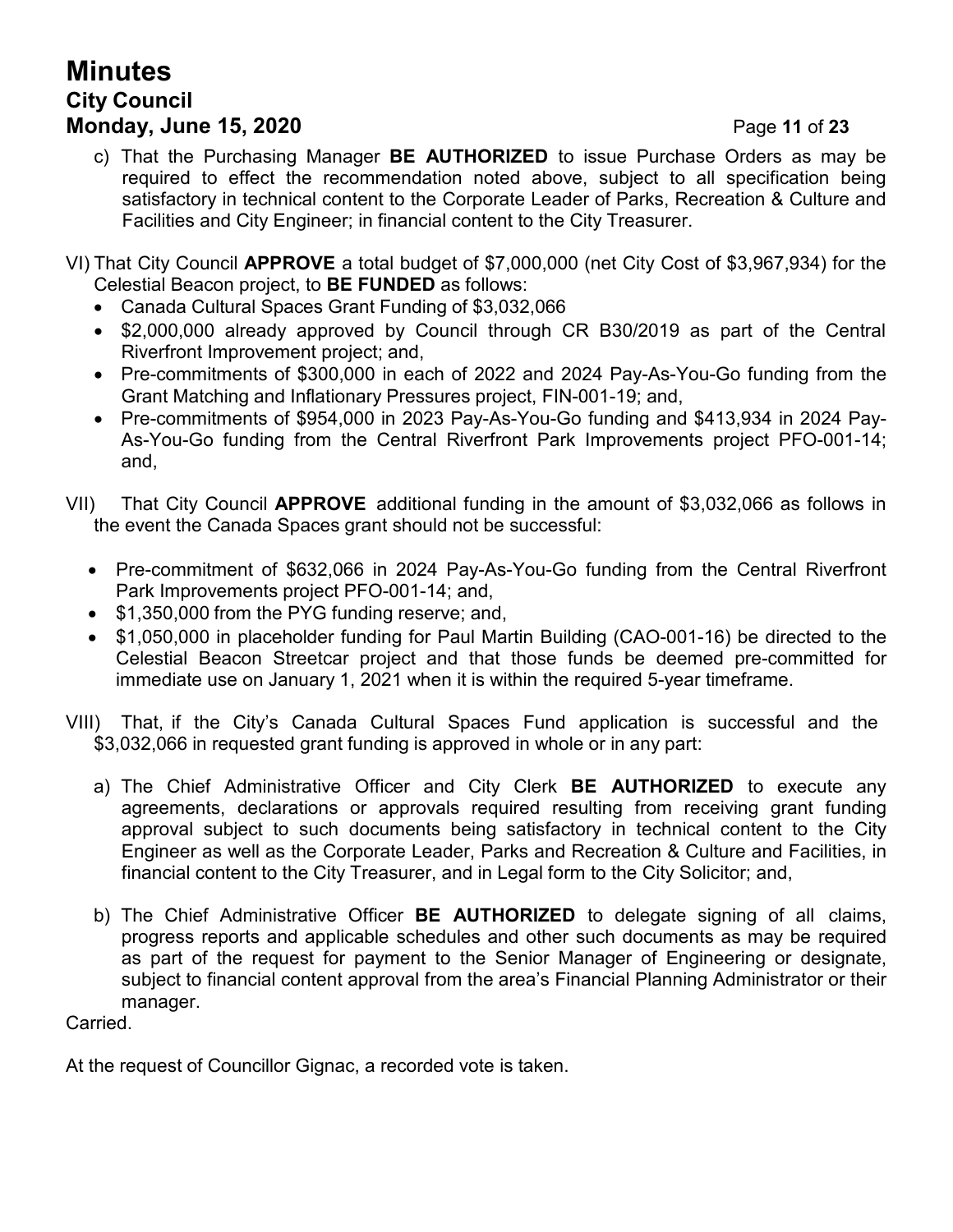c) That the Purchasing Manager **BE AUTHORIZED** to issue Purchase Orders as may be required to effect the recommendation noted above, subject to all specification being satisfactory in technical content to the Corporate Leader of Parks, Recreation & Culture and Facilities and City Engineer; in financial content to the City Treasurer.

VI) That City Council **APPROVE** a total budget of $7,000,000 (net City Cost of $3,967,934) for the Celestial Beacon project, to **BE FUNDED** as follows:

- Canada Cultural Spaces Grant Funding of $3,032,066
- $2,000,000 already approved by Council through CR B30/2019 as part of the Central Riverfront Improvement project; and,
- Pre-commitments of $300,000 in each of 2022 and 2024 Pay-As-You-Go funding from the Grant Matching and Inflationary Pressures project, FIN-001-19; and,
- Pre-commitments of $954,000 in 2023 Pay-As-You-Go funding and $413,934 in 2024 Pay-As-You-Go funding from the Central Riverfront Park Improvements project PFO-001-14; and,

VII) That City Council **APPROVE** additional funding in the amount of $3,032,066 as follows in the event the Canada Spaces grant should not be successful:

- Pre-commitment of $632,066 in 2024 Pay-As-You-Go funding from the Central Riverfront Park Improvements project PFO-001-14; and,
- $1,350,000 from the PYG funding reserve; and,
- $1,050,000 in placeholder funding for Paul Martin Building (CAO-001-16) be directed to the Celestial Beacon Streetcar project and that those funds be deemed pre-committed for immediate use on January 1, 2021 when it is within the required 5-year timeframe.

VIII) That, if the City's Canada Cultural Spaces Fund application is successful and the $3,032,066 in requested grant funding is approved in whole or in any part:

a) The Chief Administrative Officer and City Clerk **BE AUTHORIZED** to execute any agreements, declarations or approvals required resulting from receiving grant funding approval subject to such documents being satisfactory in technical content to the City Engineer as well as the Corporate Leader, Parks and Recreation & Culture and Facilities, in financial content to the City Treasurer, and in Legal form to the City Solicitor; and,

b) The Chief Administrative Officer **BE AUTHORIZED** to delegate signing of all claims, progress reports and applicable schedules and other such documents as may be required as part of the request for payment to the Senior Manager of Engineering or designate, subject to financial content approval from the area's Financial Planning Administrator or their manager.

Carried.

At the request of Councillor Gignac, a recorded vote is taken.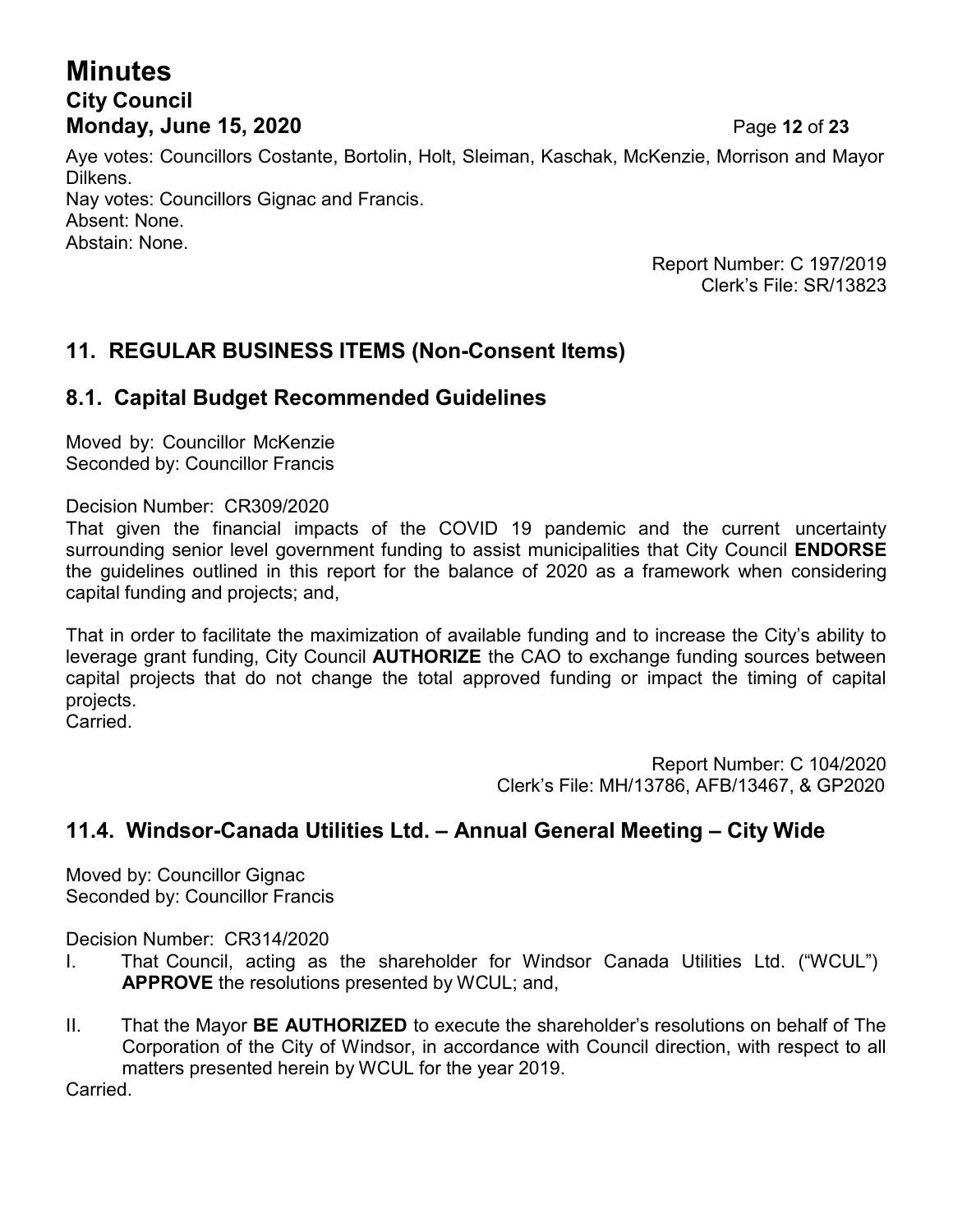Aye votes: Councillors Costante, Bortolin, Holt, Sleiman, Kaschak, McKenzie, Morrison and Mayor Dilkens.
Nay votes: Councillors Gignac and Francis.
Absent: None.
Abstain: None.

Report Number: C 197/2019
Clerk's File: SR/13823

## 11. REGULAR BUSINESS ITEMS (Non-Consent Items)

## 8.1. Capital Budget Recommended Guidelines

Moved by: Councillor McKenzie
Seconded by: Councillor Francis

Decision Number: CR309/2020
That given the financial impacts of the COVID 19 pandemic and the current uncertainty surrounding senior level government funding to assist municipalities that City Council **ENDORSE** the guidelines outlined in this report for the balance of 2020 as a framework when considering capital funding and projects; and,

That in order to facilitate the maximization of available funding and to increase the City's ability to leverage grant funding, City Council **AUTHORIZE** the CAO to exchange funding sources between capital projects that do not change the total approved funding or impact the timing of capital projects.
Carried.

Report Number: C 104/2020
Clerk's File: MH/13786, AFB/13467, & GP2020

## 11.4. Windsor-Canada Utilities Ltd. – Annual General Meeting – City Wide

Moved by: Councillor Gignac
Seconded by: Councillor Francis

Decision Number: CR314/2020

I. That Council, acting as the shareholder for Windsor Canada Utilities Ltd. ("WCUL") **APPROVE** the resolutions presented by WCUL; and,

II. That the Mayor **BE AUTHORIZED** to execute the shareholder's resolutions on behalf of The Corporation of the City of Windsor, in accordance with Council direction, with respect to all matters presented herein by WCUL for the year 2019.

Carried.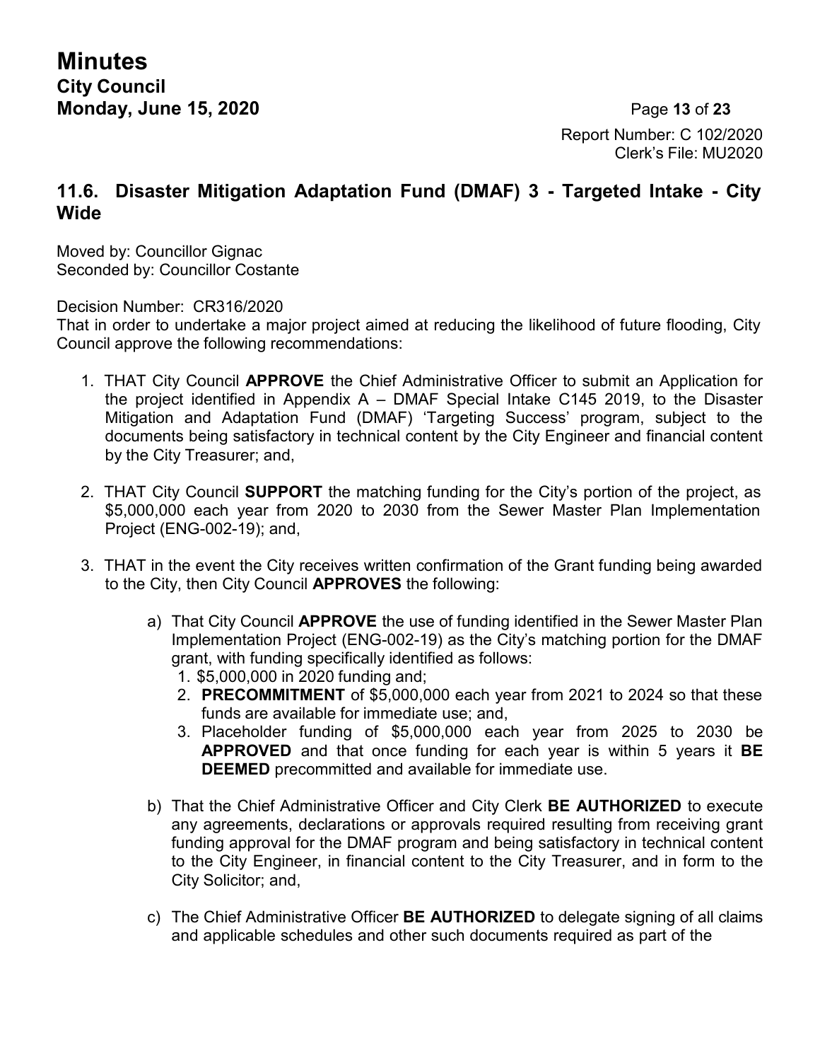Report Number: C 102/2020
Clerk's File: MU2020

## 11.6. Disaster Mitigation Adaptation Fund (DMAF) 3 - Targeted Intake - City Wide

Moved by: Councillor Gignac
Seconded by: Councillor Costante

Decision Number: CR316/2020
That in order to undertake a major project aimed at reducing the likelihood of future flooding, City Council approve the following recommendations:

1. THAT City Council **APPROVE** the Chief Administrative Officer to submit an Application for the project identified in Appendix A – DMAF Special Intake C145 2019, to the Disaster Mitigation and Adaptation Fund (DMAF) 'Targeting Success' program, subject to the documents being satisfactory in technical content by the City Engineer and financial content by the City Treasurer; and,

2. THAT City Council **SUPPORT** the matching funding for the City's portion of the project, as $5,000,000 each year from 2020 to 2030 from the Sewer Master Plan Implementation Project (ENG-002-19); and,

3. THAT in the event the City receives written confirmation of the Grant funding being awarded to the City, then City Council **APPROVES** the following:

   a) That City Council **APPROVE** the use of funding identified in the Sewer Master Plan Implementation Project (ENG-002-19) as the City's matching portion for the DMAF grant, with funding specifically identified as follows:
      1. $5,000,000 in 2020 funding and;
      2. **PRECOMMITMENT** of $5,000,000 each year from 2021 to 2024 so that these funds are available for immediate use; and,
      3. Placeholder funding of $5,000,000 each year from 2025 to 2030 be **APPROVED** and that once funding for each year is within 5 years it **BE DEEMED** precommitted and available for immediate use.

   b) That the Chief Administrative Officer and City Clerk **BE AUTHORIZED** to execute any agreements, declarations or approvals required resulting from receiving grant funding approval for the DMAF program and being satisfactory in technical content to the City Engineer, in financial content to the City Treasurer, and in form to the City Solicitor; and,

   c) The Chief Administrative Officer **BE AUTHORIZED** to delegate signing of all claims and applicable schedules and other such documents required as part of the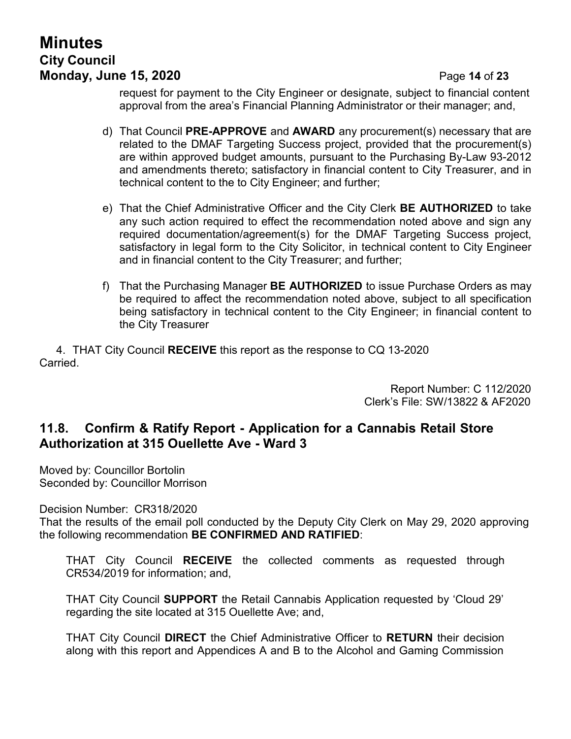request for payment to the City Engineer or designate, subject to financial content approval from the area's Financial Planning Administrator or their manager; and,

d) That Council **PRE-APPROVE** and **AWARD** any procurement(s) necessary that are related to the DMAF Targeting Success project, provided that the procurement(s) are within approved budget amounts, pursuant to the Purchasing By-Law 93-2012 and amendments thereto; satisfactory in financial content to City Treasurer, and in technical content to the to City Engineer; and further;

e) That the Chief Administrative Officer and the City Clerk **BE AUTHORIZED** to take any such action required to effect the recommendation noted above and sign any required documentation/agreement(s) for the DMAF Targeting Success project, satisfactory in legal form to the City Solicitor, in technical content to City Engineer and in financial content to the City Treasurer; and further;

f) That the Purchasing Manager **BE AUTHORIZED** to issue Purchase Orders as may be required to affect the recommendation noted above, subject to all specification being satisfactory in technical content to the City Engineer; in financial content to the City Treasurer

4. THAT City Council **RECEIVE** this report as the response to CQ 13-2020

Carried.

Report Number: C 112/2020
Clerk's File: SW/13822 & AF2020

## 11.8. Confirm & Ratify Report - Application for a Cannabis Retail Store Authorization at 315 Ouellette Ave - Ward 3

Moved by: Councillor Bortolin
Seconded by: Councillor Morrison

Decision Number: CR318/2020
That the results of the email poll conducted by the Deputy City Clerk on May 29, 2020 approving the following recommendation **BE CONFIRMED AND RATIFIED**:

THAT City Council **RECEIVE** the collected comments as requested through CR534/2019 for information; and,

THAT City Council **SUPPORT** the Retail Cannabis Application requested by 'Cloud 29' regarding the site located at 315 Ouellette Ave; and,

THAT City Council **DIRECT** the Chief Administrative Officer to **RETURN** their decision along with this report and Appendices A and B to the Alcohol and Gaming Commission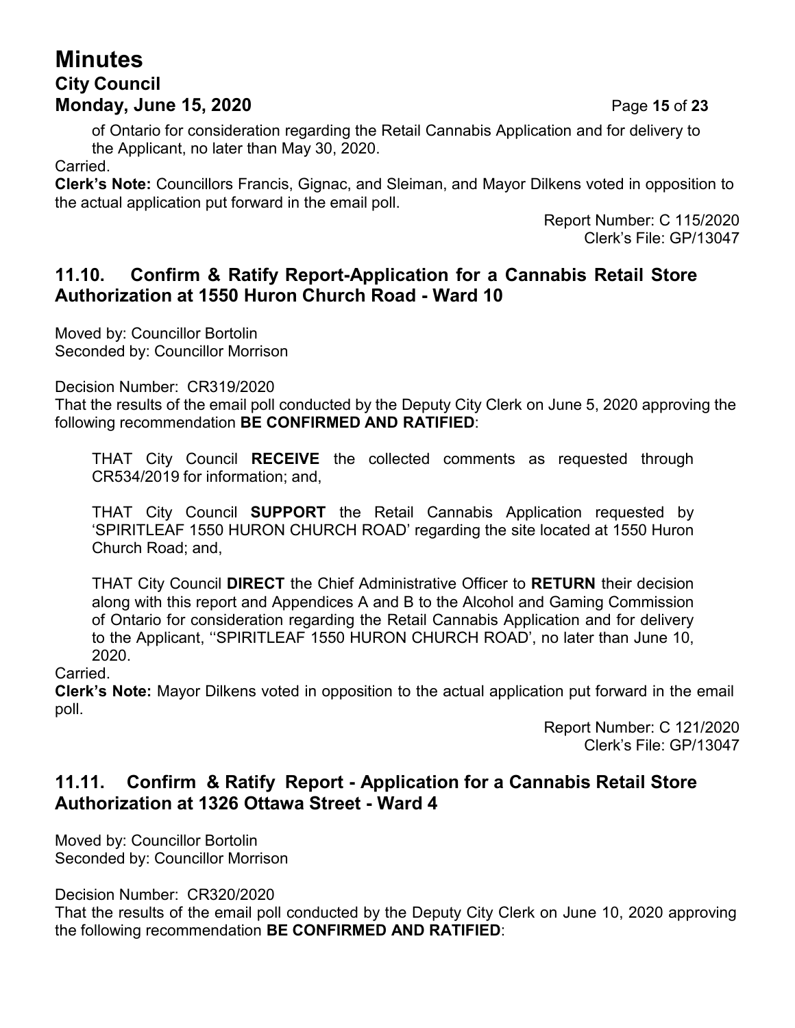of Ontario for consideration regarding the Retail Cannabis Application and for delivery to the Applicant, no later than May 30, 2020.

Carried.

**Clerk's Note:** Councillors Francis, Gignac, and Sleiman, and Mayor Dilkens voted in opposition to the actual application put forward in the email poll.

Report Number: C 115/2020
Clerk's File: GP/13047

## 11.10. Confirm & Ratify Report-Application for a Cannabis Retail Store Authorization at 1550 Huron Church Road - Ward 10

Moved by: Councillor Bortolin
Seconded by: Councillor Morrison

Decision Number: CR319/2020
That the results of the email poll conducted by the Deputy City Clerk on June 5, 2020 approving the following recommendation **BE CONFIRMED AND RATIFIED**:

> THAT City Council **RECEIVE** the collected comments as requested through CR534/2019 for information; and,
>
> THAT City Council **SUPPORT** the Retail Cannabis Application requested by 'SPIRITLEAF 1550 HURON CHURCH ROAD' regarding the site located at 1550 Huron Church Road; and,
>
> THAT City Council **DIRECT** the Chief Administrative Officer to **RETURN** their decision along with this report and Appendices A and B to the Alcohol and Gaming Commission of Ontario for consideration regarding the Retail Cannabis Application and for delivery to the Applicant, ''SPIRITLEAF 1550 HURON CHURCH ROAD', no later than June 10, 2020.

Carried.

**Clerk's Note:** Mayor Dilkens voted in opposition to the actual application put forward in the email poll.

Report Number: C 121/2020
Clerk's File: GP/13047

## 11.11. Confirm & Ratify Report - Application for a Cannabis Retail Store Authorization at 1326 Ottawa Street - Ward 4

Moved by: Councillor Bortolin
Seconded by: Councillor Morrison

Decision Number: CR320/2020
That the results of the email poll conducted by the Deputy City Clerk on June 10, 2020 approving the following recommendation **BE CONFIRMED AND RATIFIED**: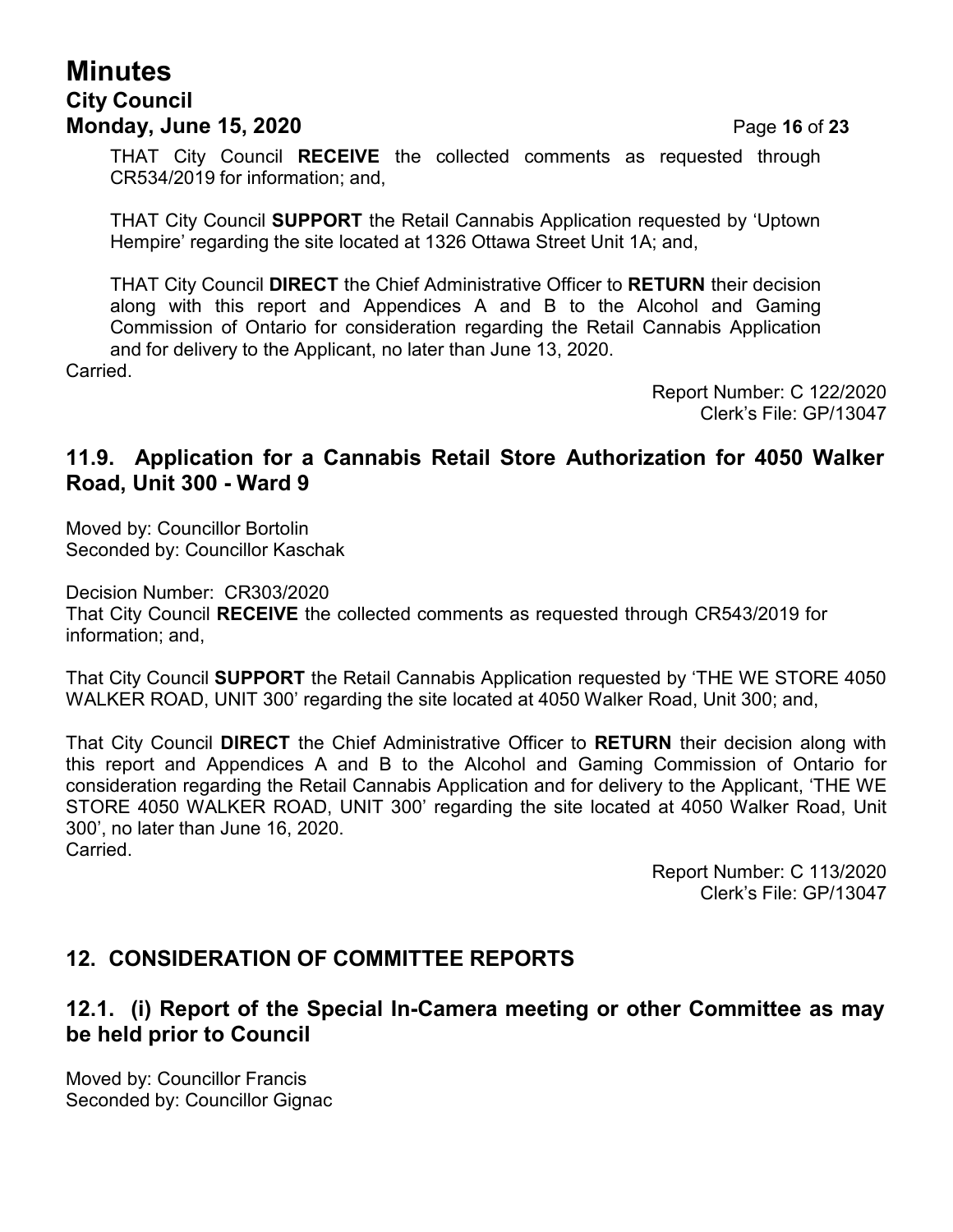THAT City Council **RECEIVE** the collected comments as requested through CR534/2019 for information; and,

THAT City Council **SUPPORT** the Retail Cannabis Application requested by 'Uptown Hempire' regarding the site located at 1326 Ottawa Street Unit 1A; and,

THAT City Council **DIRECT** the Chief Administrative Officer to **RETURN** their decision along with this report and Appendices A and B to the Alcohol and Gaming Commission of Ontario for consideration regarding the Retail Cannabis Application and for delivery to the Applicant, no later than June 13, 2020.

Carried.

Report Number: C 122/2020
Clerk's File: GP/13047

## 11.9. Application for a Cannabis Retail Store Authorization for 4050 Walker Road, Unit 300 - Ward 9

Moved by: Councillor Bortolin
Seconded by: Councillor Kaschak

Decision Number: CR303/2020
That City Council **RECEIVE** the collected comments as requested through CR543/2019 for information; and,

That City Council **SUPPORT** the Retail Cannabis Application requested by 'THE WE STORE 4050 WALKER ROAD, UNIT 300' regarding the site located at 4050 Walker Road, Unit 300; and,

That City Council **DIRECT** the Chief Administrative Officer to **RETURN** their decision along with this report and Appendices A and B to the Alcohol and Gaming Commission of Ontario for consideration regarding the Retail Cannabis Application and for delivery to the Applicant, 'THE WE STORE 4050 WALKER ROAD, UNIT 300' regarding the site located at 4050 Walker Road, Unit 300', no later than June 16, 2020.
Carried.

Report Number: C 113/2020
Clerk's File: GP/13047

# 12. CONSIDERATION OF COMMITTEE REPORTS

## 12.1. (i) Report of the Special In-Camera meeting or other Committee as may be held prior to Council

Moved by: Councillor Francis
Seconded by: Councillor Gignac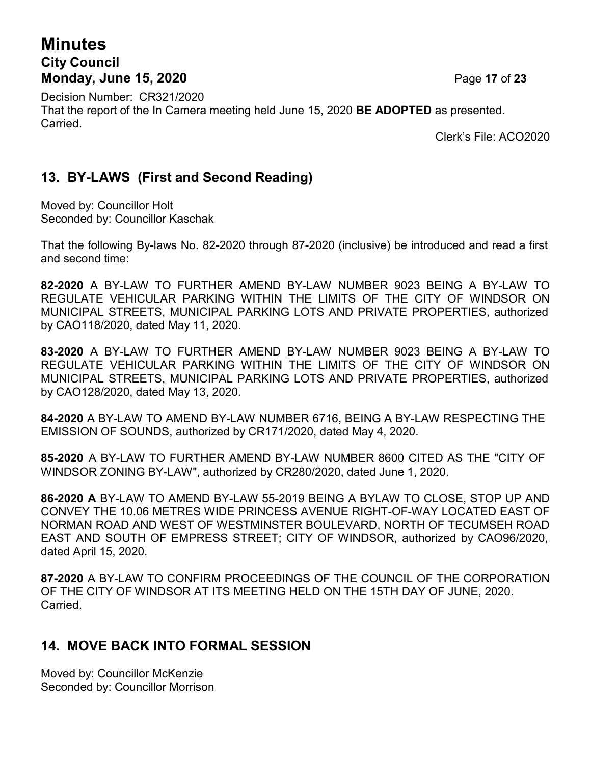Decision Number: CR321/2020
That the report of the In Camera meeting held June 15, 2020 **BE ADOPTED** as presented.
Carried.

Clerk's File: ACO2020

## 13. BY-LAWS (First and Second Reading)

Moved by: Councillor Holt
Seconded by: Councillor Kaschak

That the following By-laws No. 82-2020 through 87-2020 (inclusive) be introduced and read a first and second time:

**82-2020** A BY-LAW TO FURTHER AMEND BY-LAW NUMBER 9023 BEING A BY-LAW TO REGULATE VEHICULAR PARKING WITHIN THE LIMITS OF THE CITY OF WINDSOR ON MUNICIPAL STREETS, MUNICIPAL PARKING LOTS AND PRIVATE PROPERTIES, authorized by CAO118/2020, dated May 11, 2020.

**83-2020** A BY-LAW TO FURTHER AMEND BY-LAW NUMBER 9023 BEING A BY-LAW TO REGULATE VEHICULAR PARKING WITHIN THE LIMITS OF THE CITY OF WINDSOR ON MUNICIPAL STREETS, MUNICIPAL PARKING LOTS AND PRIVATE PROPERTIES, authorized by CAO128/2020, dated May 13, 2020.

**84-2020** A BY-LAW TO AMEND BY-LAW NUMBER 6716, BEING A BY-LAW RESPECTING THE EMISSION OF SOUNDS, authorized by CR171/2020, dated May 4, 2020.

**85-2020** A BY-LAW TO FURTHER AMEND BY-LAW NUMBER 8600 CITED AS THE "CITY OF WINDSOR ZONING BY-LAW", authorized by CR280/2020, dated June 1, 2020.

**86-2020 A** BY-LAW TO AMEND BY-LAW 55-2019 BEING A BYLAW TO CLOSE, STOP UP AND CONVEY THE 10.06 METRES WIDE PRINCESS AVENUE RIGHT-OF-WAY LOCATED EAST OF NORMAN ROAD AND WEST OF WESTMINSTER BOULEVARD, NORTH OF TECUMSEH ROAD EAST AND SOUTH OF EMPRESS STREET; CITY OF WINDSOR, authorized by CAO96/2020, dated April 15, 2020.

**87-2020** A BY-LAW TO CONFIRM PROCEEDINGS OF THE COUNCIL OF THE CORPORATION OF THE CITY OF WINDSOR AT ITS MEETING HELD ON THE 15TH DAY OF JUNE, 2020.
Carried.

## 14. MOVE BACK INTO FORMAL SESSION

Moved by: Councillor McKenzie
Seconded by: Councillor Morrison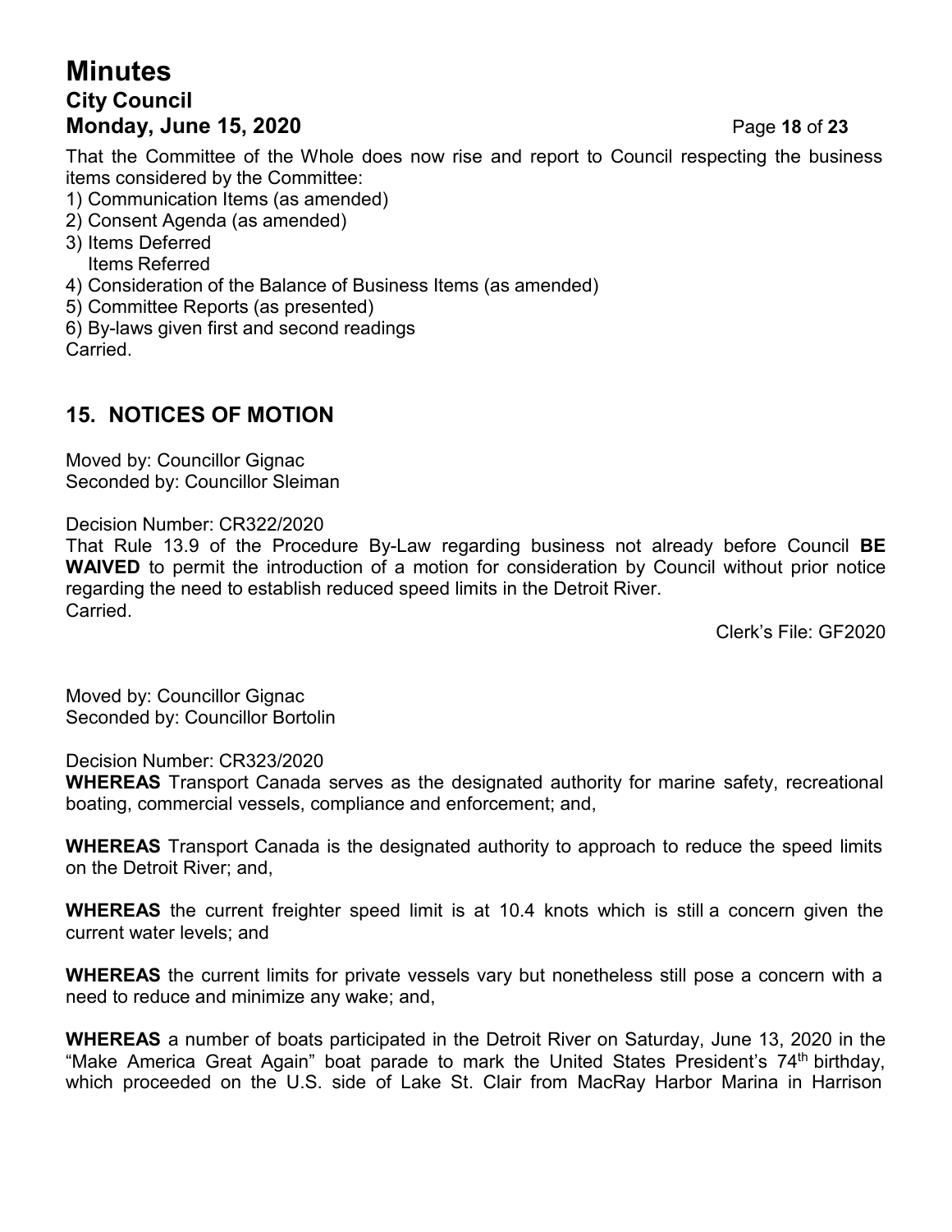That the Committee of the Whole does now rise and report to Council respecting the business items considered by the Committee:

1) Communication Items (as amended)
2) Consent Agenda (as amended)
3) Items Deferred
   Items Referred
4) Consideration of the Balance of Business Items (as amended)
5) Committee Reports (as presented)
6) By-laws given first and second readings

Carried.

## 15. NOTICES OF MOTION

Moved by: Councillor Gignac
Seconded by: Councillor Sleiman

Decision Number: CR322/2020
That Rule 13.9 of the Procedure By-Law regarding business not already before Council **BE WAIVED** to permit the introduction of a motion for consideration by Council without prior notice regarding the need to establish reduced speed limits in the Detroit River.
Carried.

Clerk's File: GF2020

Moved by: Councillor Gignac
Seconded by: Councillor Bortolin

Decision Number: CR323/2020
**WHEREAS** Transport Canada serves as the designated authority for marine safety, recreational boating, commercial vessels, compliance and enforcement; and,

**WHEREAS** Transport Canada is the designated authority to approach to reduce the speed limits on the Detroit River; and,

**WHEREAS** the current freighter speed limit is at 10.4 knots which is still a concern given the current water levels; and

**WHEREAS** the current limits for private vessels vary but nonetheless still pose a concern with a need to reduce and minimize any wake; and,

**WHEREAS** a number of boats participated in the Detroit River on Saturday, June 13, 2020 in the "Make America Great Again" boat parade to mark the United States President's 74th birthday, which proceeded on the U.S. side of Lake St. Clair from MacRay Harbor Marina in Harrison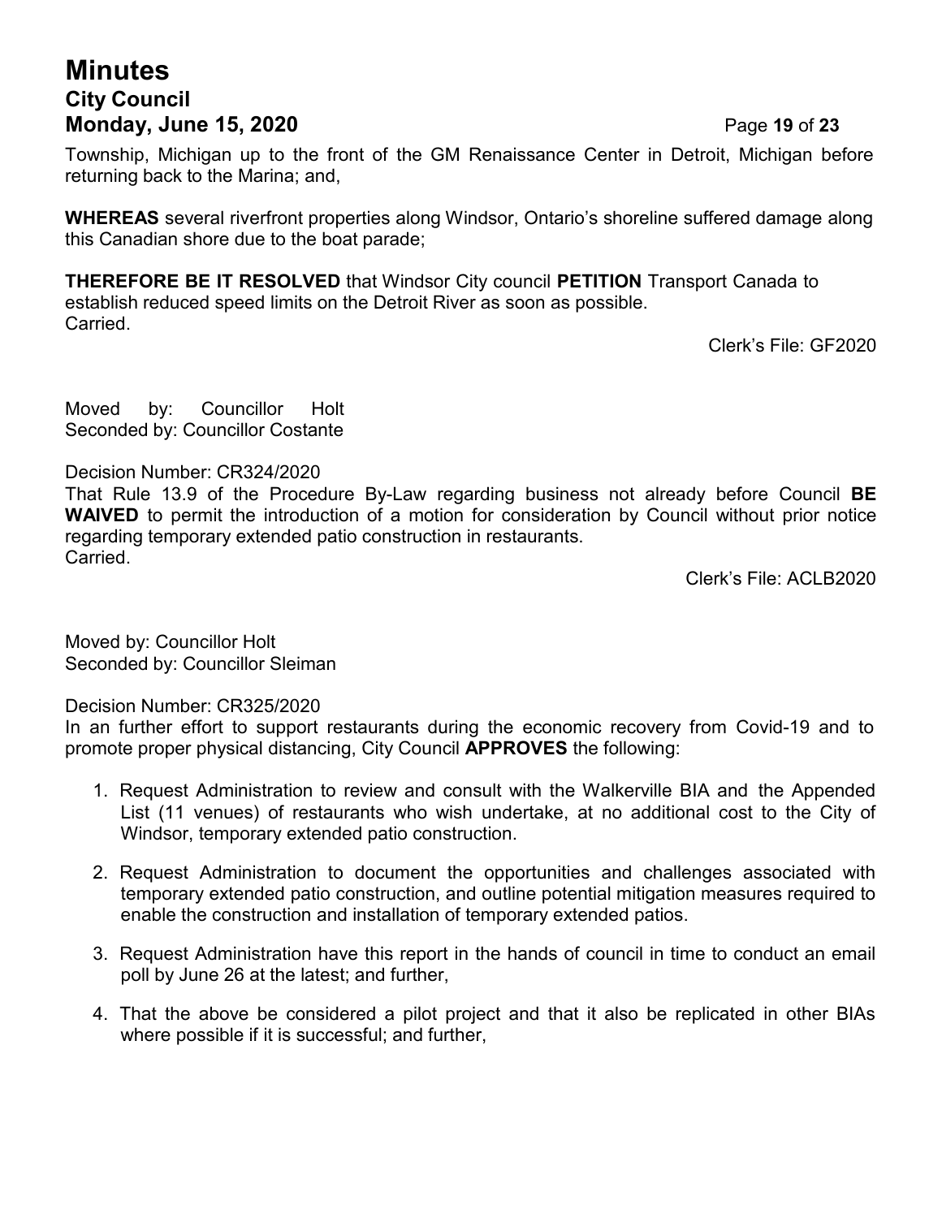Township, Michigan up to the front of the GM Renaissance Center in Detroit, Michigan before returning back to the Marina; and,

**WHEREAS** several riverfront properties along Windsor, Ontario's shoreline suffered damage along this Canadian shore due to the boat parade;

**THEREFORE BE IT RESOLVED** that Windsor City council **PETITION** Transport Canada to establish reduced speed limits on the Detroit River as soon as possible.
Carried.

Clerk's File: GF2020

Moved by: Councillor Holt
Seconded by: Councillor Costante

Decision Number: CR324/2020
That Rule 13.9 of the Procedure By-Law regarding business not already before Council **BE WAIVED** to permit the introduction of a motion for consideration by Council without prior notice regarding temporary extended patio construction in restaurants.
Carried.

Clerk's File: ACLB2020

Moved by: Councillor Holt
Seconded by: Councillor Sleiman

Decision Number: CR325/2020
In an further effort to support restaurants during the economic recovery from Covid-19 and to promote proper physical distancing, City Council **APPROVES** the following:

1. Request Administration to review and consult with the Walkerville BIA and the Appended List (11 venues) of restaurants who wish undertake, at no additional cost to the City of Windsor, temporary extended patio construction.

2. Request Administration to document the opportunities and challenges associated with temporary extended patio construction, and outline potential mitigation measures required to enable the construction and installation of temporary extended patios.

3. Request Administration have this report in the hands of council in time to conduct an email poll by June 26 at the latest; and further,

4. That the above be considered a pilot project and that it also be replicated in other BIAs where possible if it is successful; and further,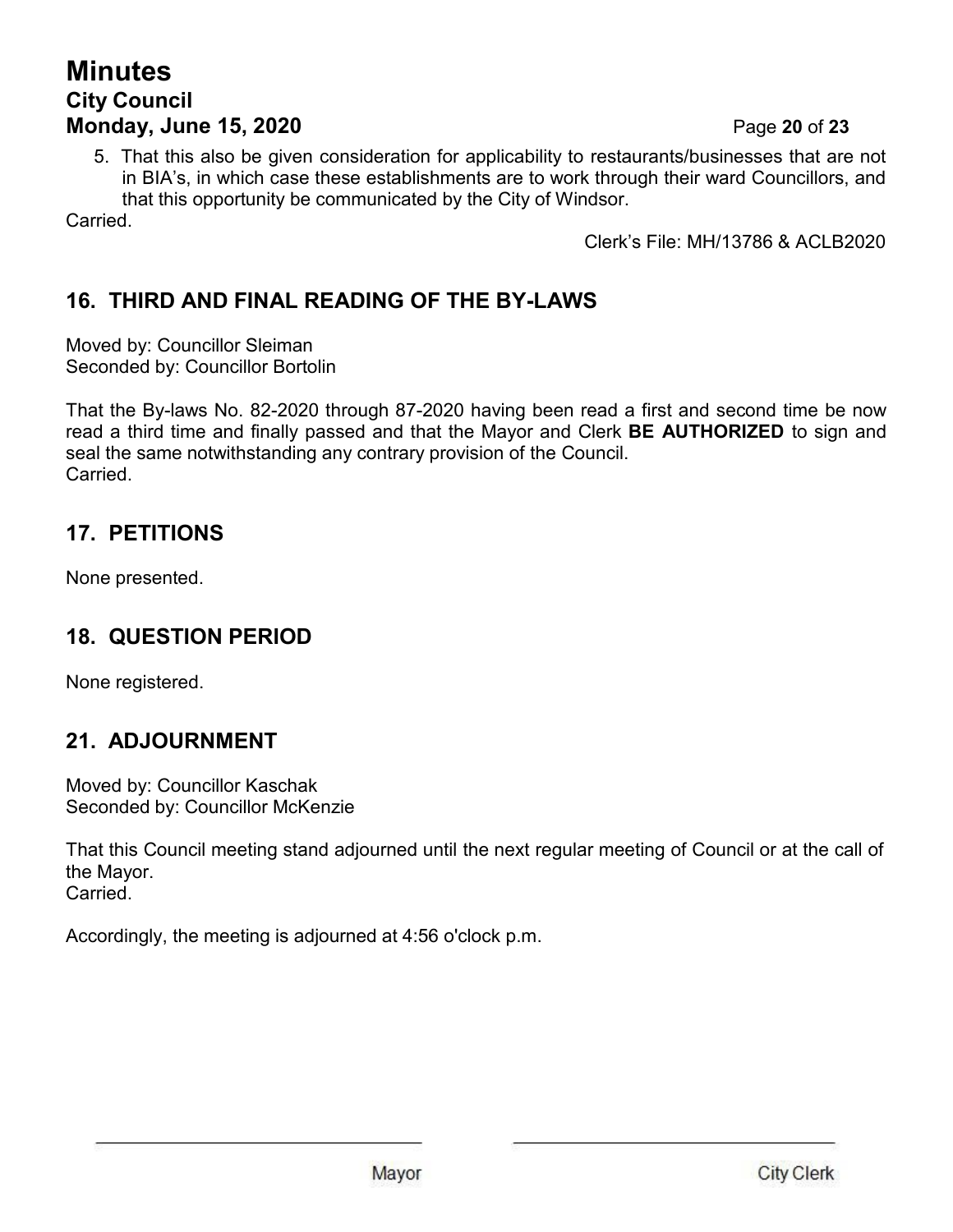5. That this also be given consideration for applicability to restaurants/businesses that are not in BIA's, in which case these establishments are to work through their ward Councillors, and that this opportunity be communicated by the City of Windsor.

Carried.

Clerk's File: MH/13786 & ACLB2020

## 16. THIRD AND FINAL READING OF THE BY-LAWS

Moved by: Councillor Sleiman
Seconded by: Councillor Bortolin

That the By-laws No. 82-2020 through 87-2020 having been read a first and second time be now read a third time and finally passed and that the Mayor and Clerk **BE AUTHORIZED** to sign and seal the same notwithstanding any contrary provision of the Council.
Carried.

## 17. PETITIONS

None presented.

## 18. QUESTION PERIOD

None registered.

## 21. ADJOURNMENT

Moved by: Councillor Kaschak
Seconded by: Councillor McKenzie

That this Council meeting stand adjourned until the next regular meeting of Council or at the call of the Mayor.
Carried.

Accordingly, the meeting is adjourned at 4:56 o'clock p.m.

_______________________________ Mayor

_______________________________ City Clerk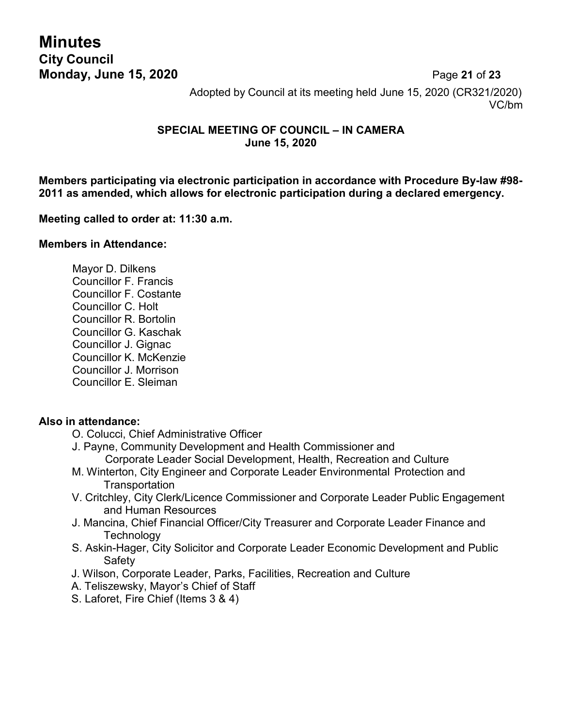Adopted by Council at its meeting held June 15, 2020 (CR321/2020)
VC/bm

**SPECIAL MEETING OF COUNCIL – IN CAMERA**
**June 15, 2020**

**Members participating via electronic participation in accordance with Procedure By-law #98-2011 as amended, which allows for electronic participation during a declared emergency.**

**Meeting called to order at: 11:30 a.m.**

**Members in Attendance:**

Mayor D. Dilkens
Councillor F. Francis
Councillor F. Costante
Councillor C. Holt
Councillor R. Bortolin
Councillor G. Kaschak
Councillor J. Gignac
Councillor K. McKenzie
Councillor J. Morrison
Councillor E. Sleiman

**Also in attendance:**

O. Colucci, Chief Administrative Officer
J. Payne, Community Development and Health Commissioner and Corporate Leader Social Development, Health, Recreation and Culture
M. Winterton, City Engineer and Corporate Leader Environmental Protection and Transportation
V. Critchley, City Clerk/Licence Commissioner and Corporate Leader Public Engagement and Human Resources
J. Mancina, Chief Financial Officer/City Treasurer and Corporate Leader Finance and Technology
S. Askin-Hager, City Solicitor and Corporate Leader Economic Development and Public Safety
J. Wilson, Corporate Leader, Parks, Facilities, Recreation and Culture
A. Teliszewsky, Mayor's Chief of Staff
S. Laforet, Fire Chief (Items 3 & 4)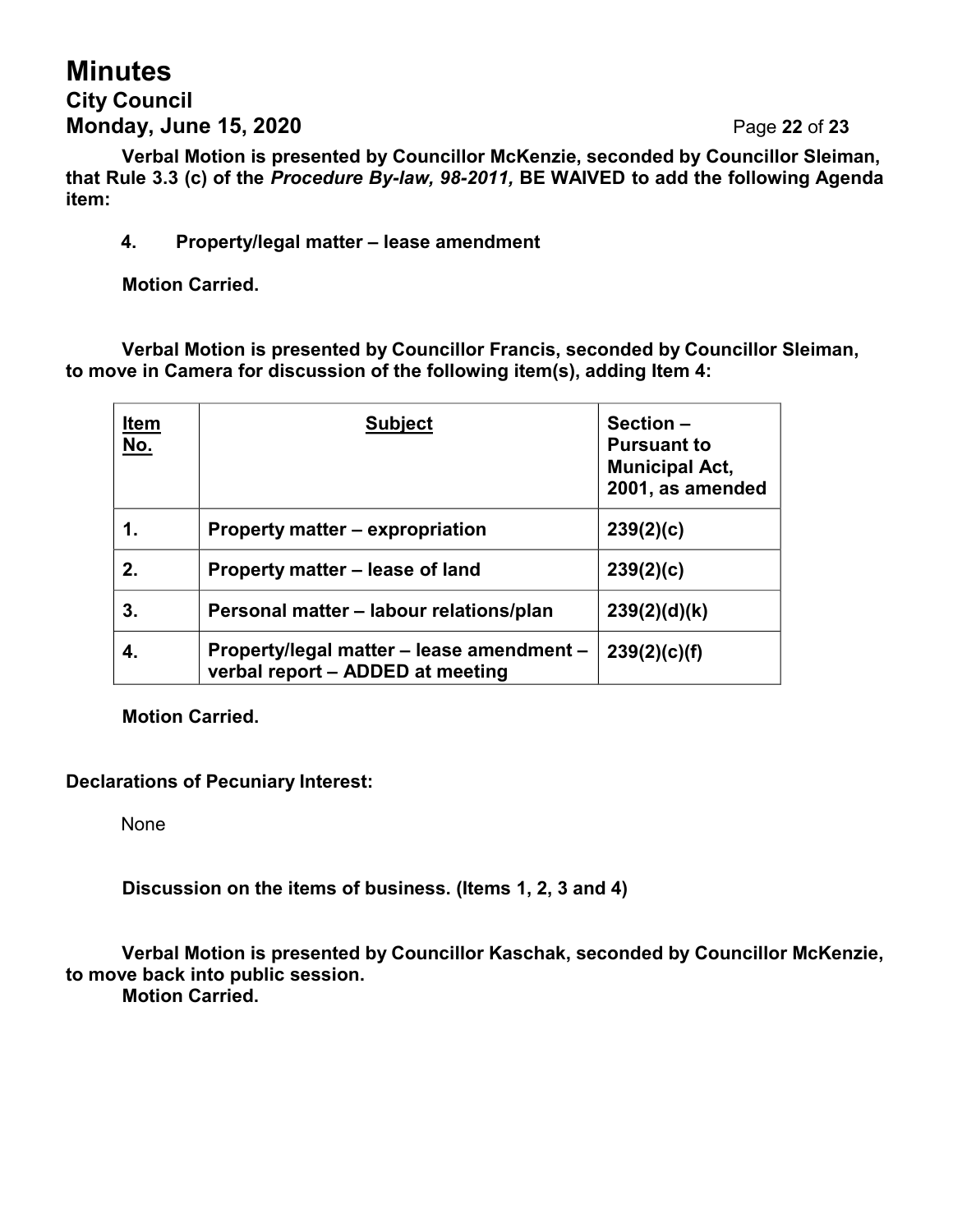**Verbal Motion is presented by Councillor McKenzie, seconded by Councillor Sleiman, that Rule 3.3 (c) of the *Procedure By-law, 98-2011,* BE WAIVED to add the following Agenda item:**

**4. Property/legal matter – lease amendment**

**Motion Carried.**

**Verbal Motion is presented by Councillor Francis, seconded by Councillor Sleiman, to move in Camera for discussion of the following item(s), adding Item 4:**

| Item No. | Subject | Section – Pursuant to Municipal Act, 2001, as amended |
|---|---|---|
| 1. | Property matter – expropriation | 239(2)(c) |
| 2. | Property matter – lease of land | 239(2)(c) |
| 3. | Personal matter – labour relations/plan | 239(2)(d)(k) |
| 4. | Property/legal matter – lease amendment – verbal report – ADDED at meeting | 239(2)(c)(f) |

**Motion Carried.**

**Declarations of Pecuniary Interest:**

None

**Discussion on the items of business. (Items 1, 2, 3 and 4)**

**Verbal Motion is presented by Councillor Kaschak, seconded by Councillor McKenzie, to move back into public session.**
**Motion Carried.**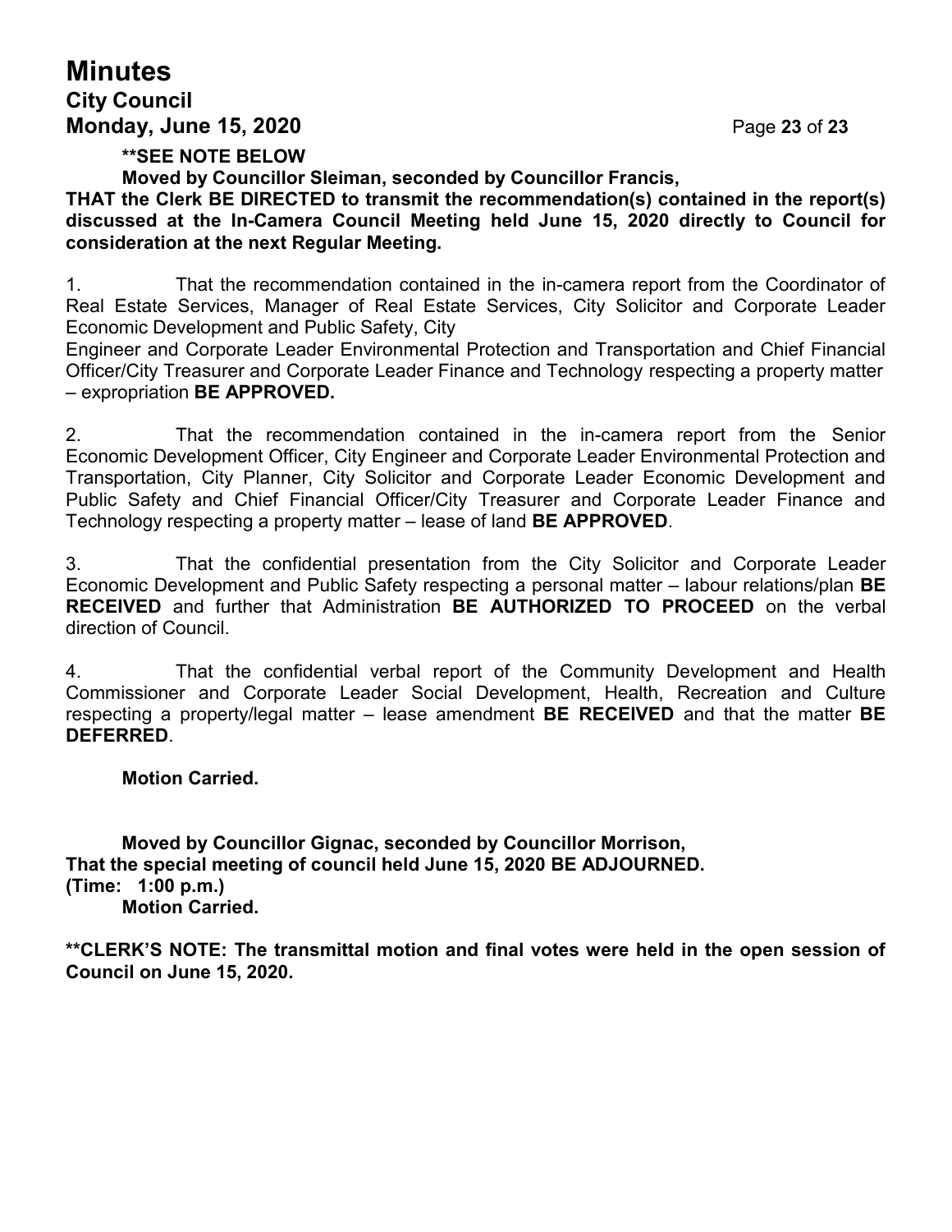**\*\*SEE NOTE BELOW**

**Moved by Councillor Sleiman, seconded by Councillor Francis,**

**THAT the Clerk BE DIRECTED to transmit the recommendation(s) contained in the report(s) discussed at the In-Camera Council Meeting held June 15, 2020 directly to Council for consideration at the next Regular Meeting.**

1. That the recommendation contained in the in-camera report from the Coordinator of Real Estate Services, Manager of Real Estate Services, City Solicitor and Corporate Leader Economic Development and Public Safety, City Engineer and Corporate Leader Environmental Protection and Transportation and Chief Financial Officer/City Treasurer and Corporate Leader Finance and Technology respecting a property matter – expropriation **BE APPROVED.**

2. That the recommendation contained in the in-camera report from the Senior Economic Development Officer, City Engineer and Corporate Leader Environmental Protection and Transportation, City Planner, City Solicitor and Corporate Leader Economic Development and Public Safety and Chief Financial Officer/City Treasurer and Corporate Leader Finance and Technology respecting a property matter – lease of land **BE APPROVED**.

3. That the confidential presentation from the City Solicitor and Corporate Leader Economic Development and Public Safety respecting a personal matter – labour relations/plan **BE RECEIVED** and further that Administration **BE AUTHORIZED TO PROCEED** on the verbal direction of Council.

4. That the confidential verbal report of the Community Development and Health Commissioner and Corporate Leader Social Development, Health, Recreation and Culture respecting a property/legal matter – lease amendment **BE RECEIVED** and that the matter **BE DEFERRED**.

**Motion Carried.**

**Moved by Councillor Gignac, seconded by Councillor Morrison,**
**That the special meeting of council held June 15, 2020 BE ADJOURNED.**
**(Time: 1:00 p.m.)**
**Motion Carried.**

**\*\*CLERK'S NOTE: The transmittal motion and final votes were held in the open session of Council on June 15, 2020.**